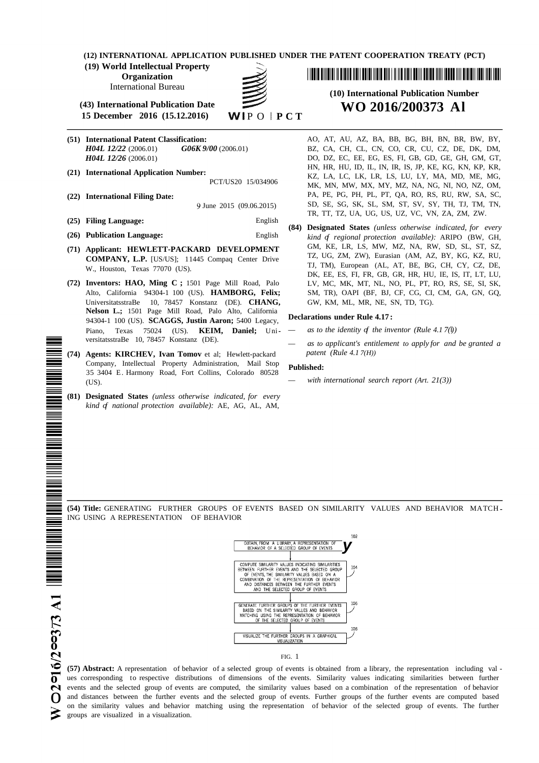(12) INTERNATIONAL APPLICATION PUBLISHED UNDER THE PATENT COOPERATION TREATY (PCT)

(19) World Intellectual Property Organization
International Bureau

(43) International Publication Date
15 December 2016 (15.12.2016)

WIPO | PCT

(10) International Publication Number
**WO 2016/200373 A1**

(51) International Patent Classification:
***H04L 12/22*** (2006.01) ***G06K 9/00*** (2006.01)
***H04L 12/26*** (2006.01)

(21) International Application Number:
PCT/US2015/034906

(22) International Filing Date:
9 June 2015 (09.06.2015)

(25) Filing Language: English

(26) Publication Language: English

(71) Applicant: **HEWLETT-PACKARD DEVELOPMENT COMPANY, L.P.** [US/US]; 11445 Compaq Center Drive W., Houston, Texas 77070 (US).

(72) Inventors: **HAO, Ming C**; 1501 Page Mill Road, Palo Alto, California 94304-1100 (US). **HAMBORG, Felix;** UniversitatsstraBe 10, 78457 Konstanz (DE). **CHANG, Nelson L.;** 1501 Page Mill Road, Palo Alto, California 94304-1100 (US). **SCAGGS, Justin Aaron;** 5400 Legacy, Piano, Texas 75024 (US). **KEIM, Daniel;** UniversitatsstraBe 10, 78457 Konstanz (DE).

(74) Agents: **KIRCHEV, Ivan Tomov** et al; Hewlett-packard Company, Intellectual Property Administration, Mail Stop 35 3404 E. Harmony Road, Fort Collins, Colorado 80528 (US).

(81) Designated States *(unless otherwise indicated, for every kind of national protection available):* AE, AG, AL, AM, AO, AT, AU, AZ, BA, BB, BG, BH, BN, BR, BW, BY, BZ, CA, CH, CL, CN, CO, CR, CU, CZ, DE, DK, DM, DO, DZ, EC, EE, EG, ES, FI, GB, GD, GE, GH, GM, GT, HN, HR, HU, ID, IL, IN, IR, IS, JP, KE, KG, KN, KP, KR, KZ, LA, LC, LK, LR, LS, LU, LY, MA, MD, ME, MG, MK, MN, MW, MX, MY, MZ, NA, NG, NI, NO, NZ, OM, PA, PE, PG, PH, PL, PT, QA, RO, RS, RU, RW, SA, SC, SD, SE, SG, SK, SL, SM, ST, SV, SY, TH, TJ, TM, TN, TR, TT, TZ, UA, UG, US, UZ, VC, VN, ZA, ZM, ZW.

(84) Designated States *(unless otherwise indicated, for every kind of regional protection available):* ARIPO (BW, GH, GM, KE, LR, LS, MW, MZ, NA, RW, SD, SL, ST, SZ, TZ, UG, ZM, ZW), Eurasian (AM, AZ, BY, KG, KZ, RU, TJ, TM), European (AL, AT, BE, BG, CH, CY, CZ, DE, DK, EE, ES, FI, FR, GB, GR, HR, HU, IE, IS, IT, LT, LU, LV, MC, MK, MT, NL, NO, PL, PT, RO, RS, SE, SI, SK, SM, TR), OAPI (BF, BJ, CF, CG, CI, CM, GA, GN, GQ, GW, KM, ML, MR, NE, SN, TD, TG).

**Declarations under Rule 4.17:**

— *as to the identity of the inventor (Rule 4.17(i))*

— *as to applicant's entitlement to apply for and be granted a patent (Rule 4.17(ii))*

**Published:**

— *with international search report (Art. 21(3))*

(54) **Title:** GENERATING FURTHER GROUPS OF EVENTS BASED ON SIMILARITY VALUES AND BEHAVIOR MATCHING USING A REPRESENTATION OF BEHAVIOR

102: OBTAIN, FROM A LIBRARY, A REPRESENTATION OF BEHAVIOR OF A SELECTED GROUP OF EVENTS

104: COMPUTE SIMILARITY VALUES INDICATING SIMILARITIES BETWEEN FURTHER EVENTS AND THE SELECTED GROUP OF EVENTS, THE SIMILARITY VALUES BASED ON A COMBINATION OF THE REPRESENTATION OF BEHAVIOR AND DISTANCES BETWEEN THE FURTHER EVENTS AND THE SELECTED GROUP OF EVENTS

106: GENERATE FURTHER GROUPS OF THE FURTHER EVENTS BASED ON THE SIMILARITY VALUES AND BEHAVIOR MATCHING USING THE REPRESENTATION OF BEHAVIOR OF THE SELECTED GROUP OF EVENTS

108: VISUALIZE THE FURTHER GROUPS IN A GRAPHICAL VISUALIZATION

FIG. 1

(57) **Abstract:** A representation of behavior of a selected group of events is obtained from a library, the representation including values corresponding to respective distributions of dimensions of the events. Similarity values indicating similarities between further events and the selected group of events are computed, the similarity values based on a combination of the representation of behavior and distances between the further events and the selected group of events. Further groups of the further events are computed based on the similarity values and behavior matching using the representation of behavior of the selected group of events. The further groups are visualized in a visualization.

WO 2016/200373 A1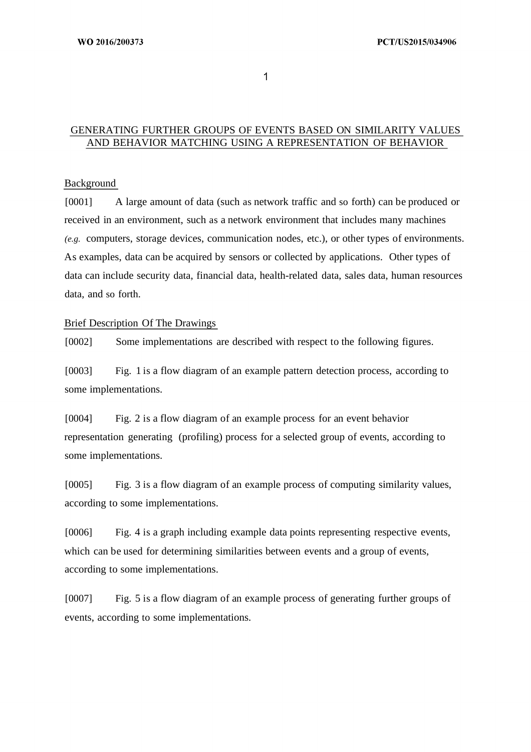# GENERATING FURTHER GROUPS OF EVENTS BASED ON SIMILARITY VALUES AND BEHAVIOR MATCHING USING A REPRESENTATION OF BEHAVIOR

## Background

[0001] A large amount of data (such as network traffic and so forth) can be produced or received in an environment, such as a network environment that includes many machines *(e.g.* computers, storage devices, communication nodes, etc.), or other types of environments. As examples, data can be acquired by sensors or collected by applications. Other types of data can include security data, financial data, health-related data, sales data, human resources data, and so forth.

## Brief Description Of The Drawings

[0002] Some implementations are described with respect to the following figures.

[0003] Fig. 1 is a flow diagram of an example pattern detection process, according to some implementations.

[0004] Fig. 2 is a flow diagram of an example process for an event behavior representation generating (profiling) process for a selected group of events, according to some implementations.

[0005] Fig. 3 is a flow diagram of an example process of computing similarity values, according to some implementations.

[0006] Fig. 4 is a graph including example data points representing respective events, which can be used for determining similarities between events and a group of events, according to some implementations.

[0007] Fig. 5 is a flow diagram of an example process of generating further groups of events, according to some implementations.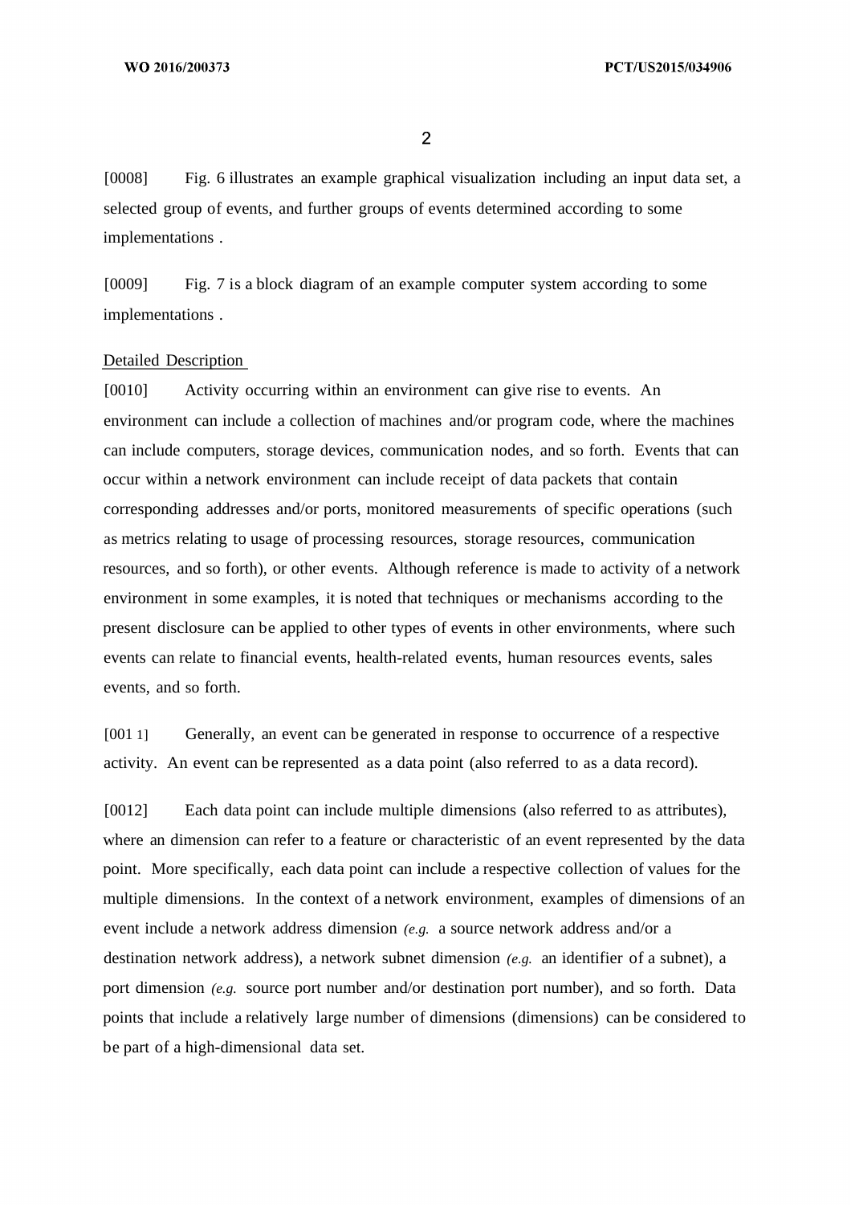[0008] Fig. 6 illustrates an example graphical visualization including an input data set, a selected group of events, and further groups of events determined according to some implementations .

[0009] Fig. 7 is a block diagram of an example computer system according to some implementations .

## Detailed Description

[0010] Activity occurring within an environment can give rise to events. An environment can include a collection of machines and/or program code, where the machines can include computers, storage devices, communication nodes, and so forth. Events that can occur within a network environment can include receipt of data packets that contain corresponding addresses and/or ports, monitored measurements of specific operations (such as metrics relating to usage of processing resources, storage resources, communication resources, and so forth), or other events. Although reference is made to activity of a network environment in some examples, it is noted that techniques or mechanisms according to the present disclosure can be applied to other types of events in other environments, where such events can relate to financial events, health-related events, human resources events, sales events, and so forth.

[0011] Generally, an event can be generated in response to occurrence of a respective activity. An event can be represented as a data point (also referred to as a data record).

[0012] Each data point can include multiple dimensions (also referred to as attributes), where an dimension can refer to a feature or characteristic of an event represented by the data point. More specifically, each data point can include a respective collection of values for the multiple dimensions. In the context of a network environment, examples of dimensions of an event include a network address dimension *(e.g.* a source network address and/or a destination network address), a network subnet dimension *(e.g.* an identifier of a subnet), a port dimension *(e.g.* source port number and/or destination port number), and so forth. Data points that include a relatively large number of dimensions (dimensions) can be considered to be part of a high-dimensional data set.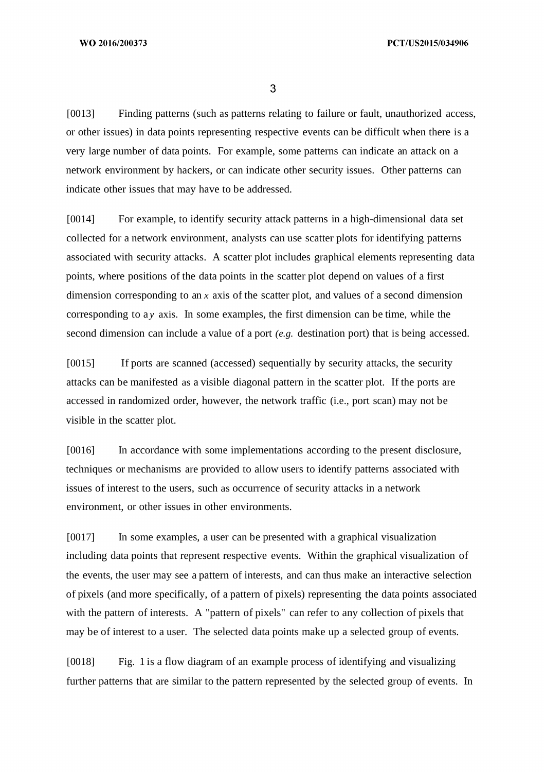[0013] Finding patterns (such as patterns relating to failure or fault, unauthorized access, or other issues) in data points representing respective events can be difficult when there is a very large number of data points. For example, some patterns can indicate an attack on a network environment by hackers, or can indicate other security issues. Other patterns can indicate other issues that may have to be addressed.

[0014] For example, to identify security attack patterns in a high-dimensional data set collected for a network environment, analysts can use scatter plots for identifying patterns associated with security attacks. A scatter plot includes graphical elements representing data points, where positions of the data points in the scatter plot depend on values of a first dimension corresponding to an $x$ axis of the scatter plot, and values of a second dimension corresponding to a $y$ axis. In some examples, the first dimension can be time, while the second dimension can include a value of a port *(e.g.* destination port) that is being accessed.

[0015] If ports are scanned (accessed) sequentially by security attacks, the security attacks can be manifested as a visible diagonal pattern in the scatter plot. If the ports are accessed in randomized order, however, the network traffic (i.e., port scan) may not be visible in the scatter plot.

[0016] In accordance with some implementations according to the present disclosure, techniques or mechanisms are provided to allow users to identify patterns associated with issues of interest to the users, such as occurrence of security attacks in a network environment, or other issues in other environments.

[0017] In some examples, a user can be presented with a graphical visualization including data points that represent respective events. Within the graphical visualization of the events, the user may see a pattern of interests, and can thus make an interactive selection of pixels (and more specifically, of a pattern of pixels) representing the data points associated with the pattern of interests. A "pattern of pixels" can refer to any collection of pixels that may be of interest to a user. The selected data points make up a selected group of events.

[0018] Fig. 1 is a flow diagram of an example process of identifying and visualizing further patterns that are similar to the pattern represented by the selected group of events. In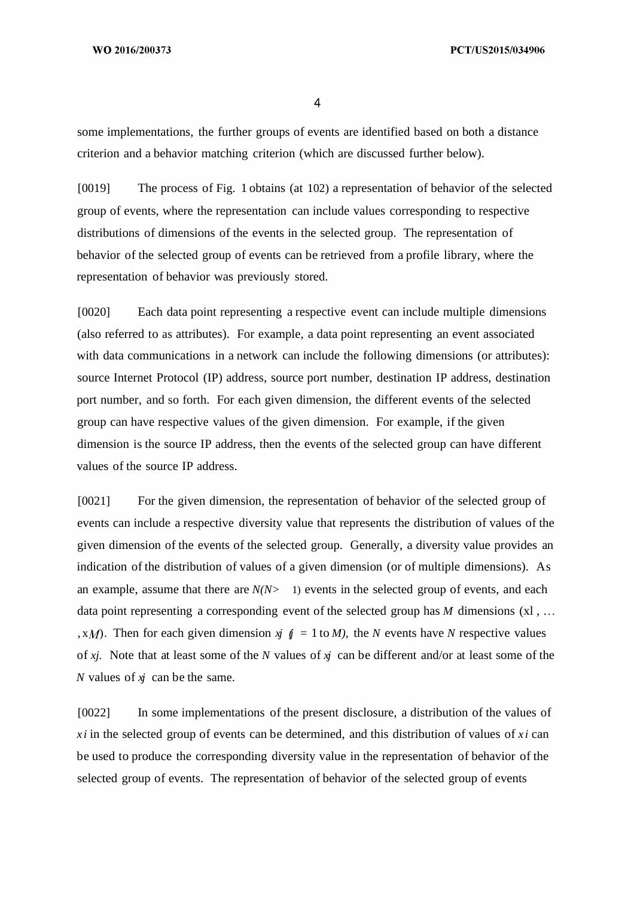some implementations, the further groups of events are identified based on both a distance criterion and a behavior matching criterion (which are discussed further below).

[0019] The process of Fig. 1 obtains (at 102) a representation of behavior of the selected group of events, where the representation can include values corresponding to respective distributions of dimensions of the events in the selected group. The representation of behavior of the selected group of events can be retrieved from a profile library, where the representation of behavior was previously stored.

[0020] Each data point representing a respective event can include multiple dimensions (also referred to as attributes). For example, a data point representing an event associated with data communications in a network can include the following dimensions (or attributes): source Internet Protocol (IP) address, source port number, destination IP address, destination port number, and so forth. For each given dimension, the different events of the selected group can have respective values of the given dimension. For example, if the given dimension is the source IP address, then the events of the selected group can have different values of the source IP address.

[0021] For the given dimension, the representation of behavior of the selected group of events can include a respective diversity value that represents the distribution of values of the given dimension of the events of the selected group. Generally, a diversity value provides an indication of the distribution of values of a given dimension (or of multiple dimensions). As an example, assume that there are $N (N > 1)$ events in the selected group of events, and each data point representing a corresponding event of the selected group has $M$ dimensions $(x_1, \ldots, x_M)$. Then for each given dimension $x_j$ $(j = 1$ to $M)$, the $N$ events have $N$ respective values of $x_j$. Note that at least some of the $N$ values of $x_j$ can be different and/or at least some of the $N$ values of $x_j$ can be the same.

[0022] In some implementations of the present disclosure, a distribution of the values of $x_i$ in the selected group of events can be determined, and this distribution of values of $x_i$ can be used to produce the corresponding diversity value in the representation of behavior of the selected group of events. The representation of behavior of the selected group of events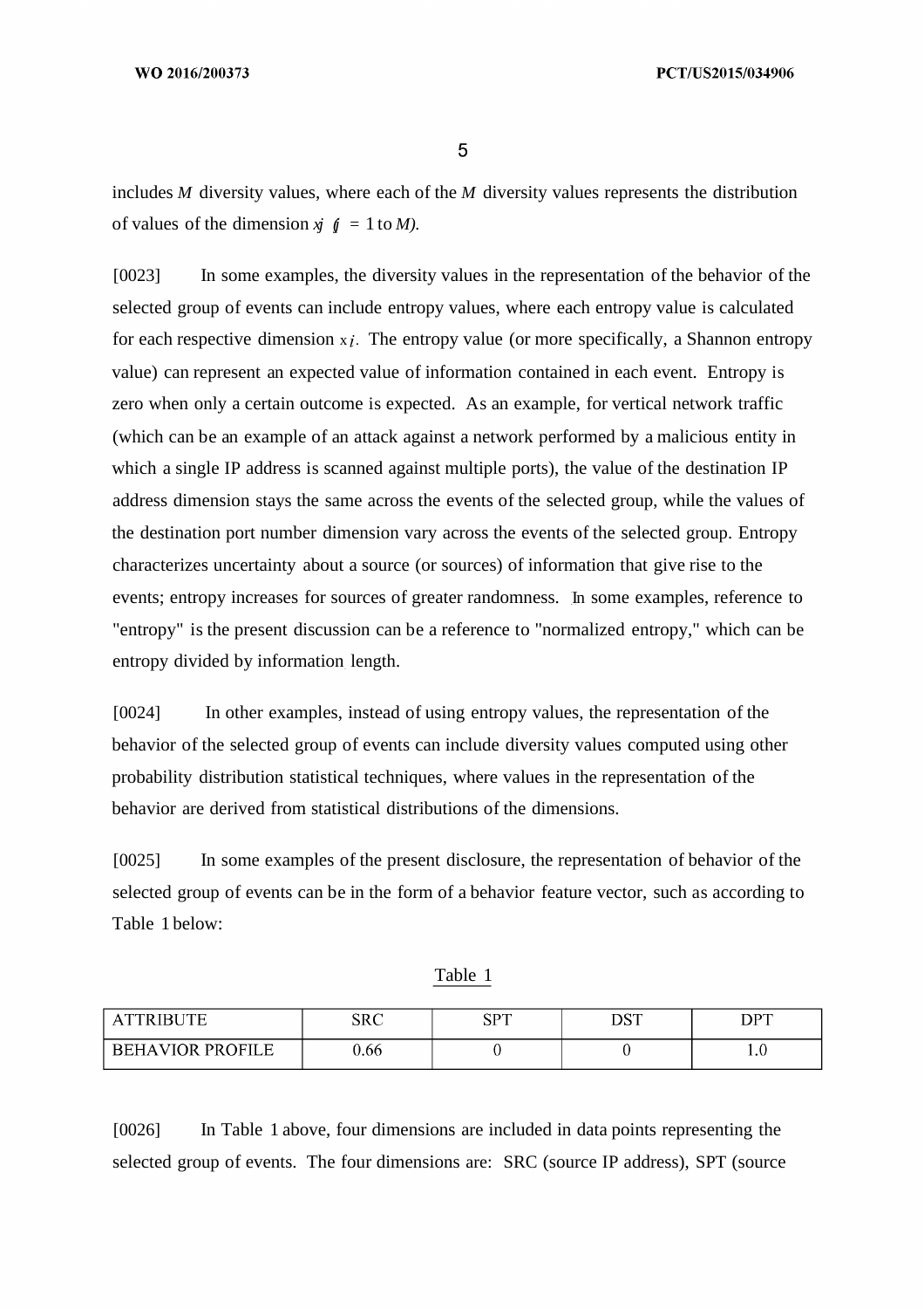includes $M$ diversity values, where each of the $M$ diversity values represents the distribution of values of the dimension $x_j$ ($j$ = 1 to $M$).

[0023] In some examples, the diversity values in the representation of the behavior of the selected group of events can include entropy values, where each entropy value is calculated for each respective dimension $x_i$. The entropy value (or more specifically, a Shannon entropy value) can represent an expected value of information contained in each event. Entropy is zero when only a certain outcome is expected. As an example, for vertical network traffic (which can be an example of an attack against a network performed by a malicious entity in which a single IP address is scanned against multiple ports), the value of the destination IP address dimension stays the same across the events of the selected group, while the values of the destination port number dimension vary across the events of the selected group. Entropy characterizes uncertainty about a source (or sources) of information that give rise to the events; entropy increases for sources of greater randomness. In some examples, reference to "entropy" is the present discussion can be a reference to "normalized entropy," which can be entropy divided by information length.

[0024] In other examples, instead of using entropy values, the representation of the behavior of the selected group of events can include diversity values computed using other probability distribution statistical techniques, where values in the representation of the behavior are derived from statistical distributions of the dimensions.

[0025] In some examples of the present disclosure, the representation of behavior of the selected group of events can be in the form of a behavior feature vector, such as according to Table 1 below:

Table 1

| ATTRIBUTE | SRC | SPT | DST | DPT |
|---|---|---|---|---|
| BEHAVIOR PROFILE | 0.66 | 0 | 0 | 1.0 |

[0026] In Table 1 above, four dimensions are included in data points representing the selected group of events. The four dimensions are: SRC (source IP address), SPT (source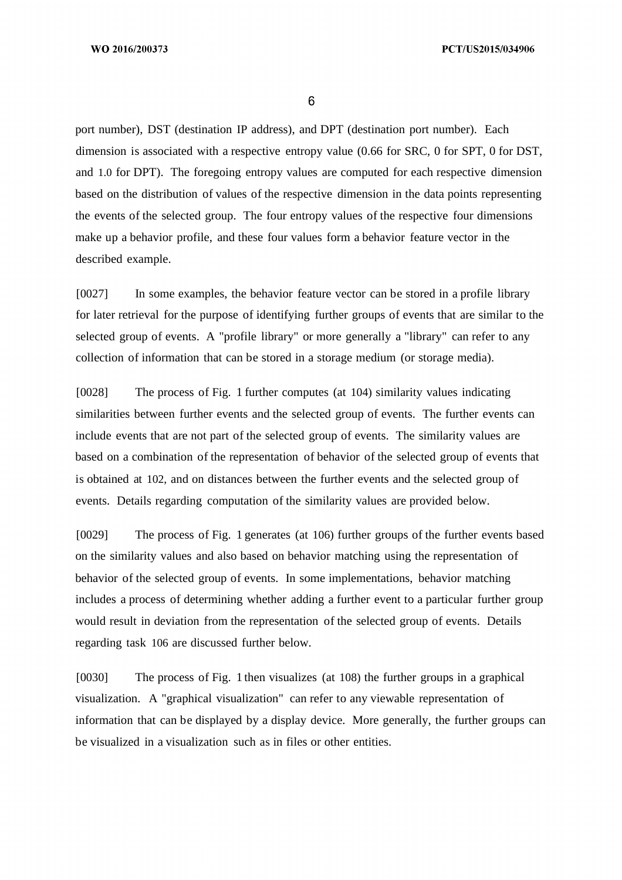port number), DST (destination IP address), and DPT (destination port number). Each dimension is associated with a respective entropy value (0.66 for SRC, 0 for SPT, 0 for DST, and 1.0 for DPT). The foregoing entropy values are computed for each respective dimension based on the distribution of values of the respective dimension in the data points representing the events of the selected group. The four entropy values of the respective four dimensions make up a behavior profile, and these four values form a behavior feature vector in the described example.

[0027] In some examples, the behavior feature vector can be stored in a profile library for later retrieval for the purpose of identifying further groups of events that are similar to the selected group of events. A "profile library" or more generally a "library" can refer to any collection of information that can be stored in a storage medium (or storage media).

[0028] The process of Fig. 1 further computes (at 104) similarity values indicating similarities between further events and the selected group of events. The further events can include events that are not part of the selected group of events. The similarity values are based on a combination of the representation of behavior of the selected group of events that is obtained at 102, and on distances between the further events and the selected group of events. Details regarding computation of the similarity values are provided below.

[0029] The process of Fig. 1 generates (at 106) further groups of the further events based on the similarity values and also based on behavior matching using the representation of behavior of the selected group of events. In some implementations, behavior matching includes a process of determining whether adding a further event to a particular further group would result in deviation from the representation of the selected group of events. Details regarding task 106 are discussed further below.

[0030] The process of Fig. 1 then visualizes (at 108) the further groups in a graphical visualization. A "graphical visualization" can refer to any viewable representation of information that can be displayed by a display device. More generally, the further groups can be visualized in a visualization such as in files or other entities.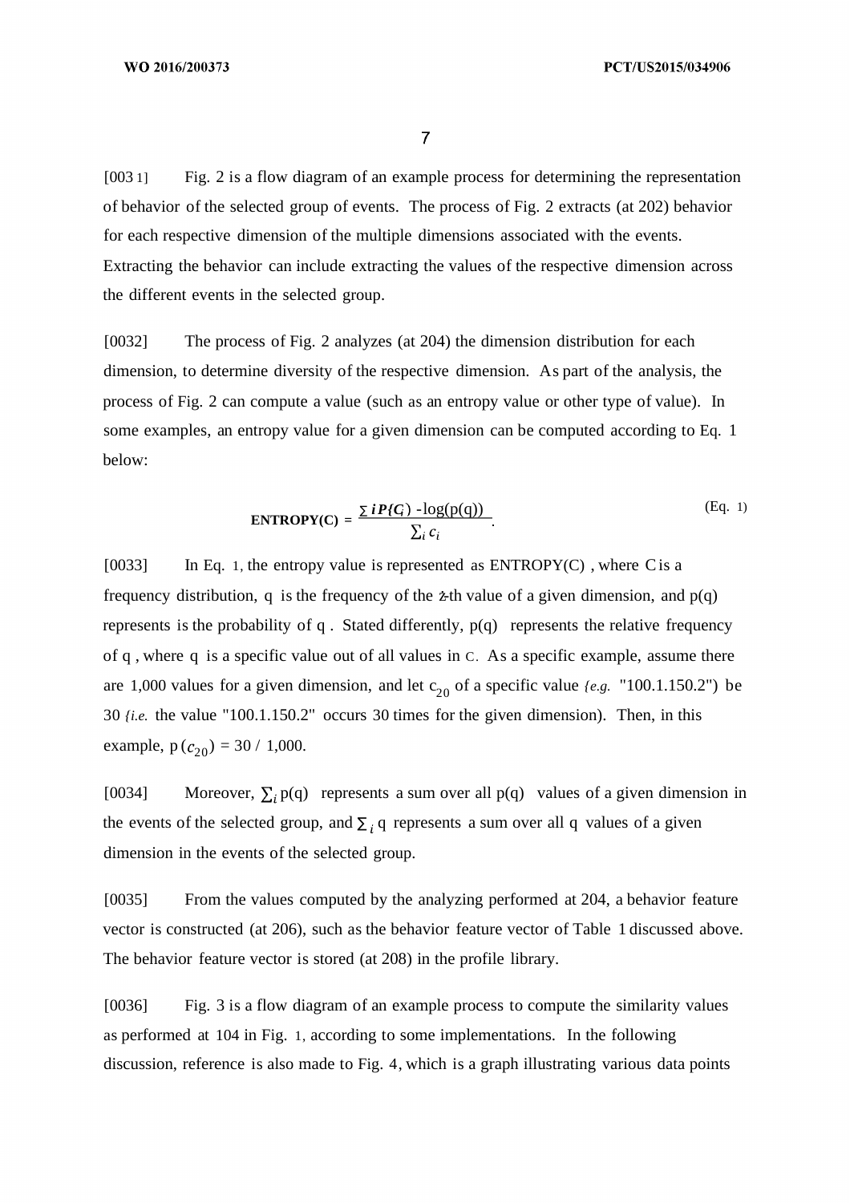[0031] Fig. 2 is a flow diagram of an example process for determining the representation of behavior of the selected group of events. The process of Fig. 2 extracts (at 202) behavior for each respective dimension of the multiple dimensions associated with the events. Extracting the behavior can include extracting the values of the respective dimension across the different events in the selected group.

[0032] The process of Fig. 2 analyzes (at 204) the dimension distribution for each dimension, to determine diversity of the respective dimension. As part of the analysis, the process of Fig. 2 can compute a value (such as an entropy value or other type of value). In some examples, an entropy value for a given dimension can be computed according to Eq. 1 below:

$$\textbf{ENTROPY(C)} = \frac{\sum_i P(C_i) \cdot -\log(p(q))}{\sum_i c_i}. \qquad \text{(Eq. 1)}$$

[0033] In Eq. 1, the entropy value is represented as ENTROPY(C), where C is a frequency distribution, q is the frequency of the $i$-th value of a given dimension, and p(q) represents is the probability of q. Stated differently, p(q) represents the relative frequency of q, where q is a specific value out of all values in C. As a specific example, assume there are 1,000 values for a given dimension, and let $c_{20}$ of a specific value (*e.g.* "100.1.150.2") be 30 (*i.e.* the value "100.1.150.2" occurs 30 times for the given dimension). Then, in this example, $p(c_{20}) = 30 / 1{,}000$.

[0034] Moreover, $\sum_i p(q)$ represents a sum over all p(q) values of a given dimension in the events of the selected group, and $\sum_i q$ represents a sum over all q values of a given dimension in the events of the selected group.

[0035] From the values computed by the analyzing performed at 204, a behavior feature vector is constructed (at 206), such as the behavior feature vector of Table 1 discussed above. The behavior feature vector is stored (at 208) in the profile library.

[0036] Fig. 3 is a flow diagram of an example process to compute the similarity values as performed at 104 in Fig. 1, according to some implementations. In the following discussion, reference is also made to Fig. 4, which is a graph illustrating various data points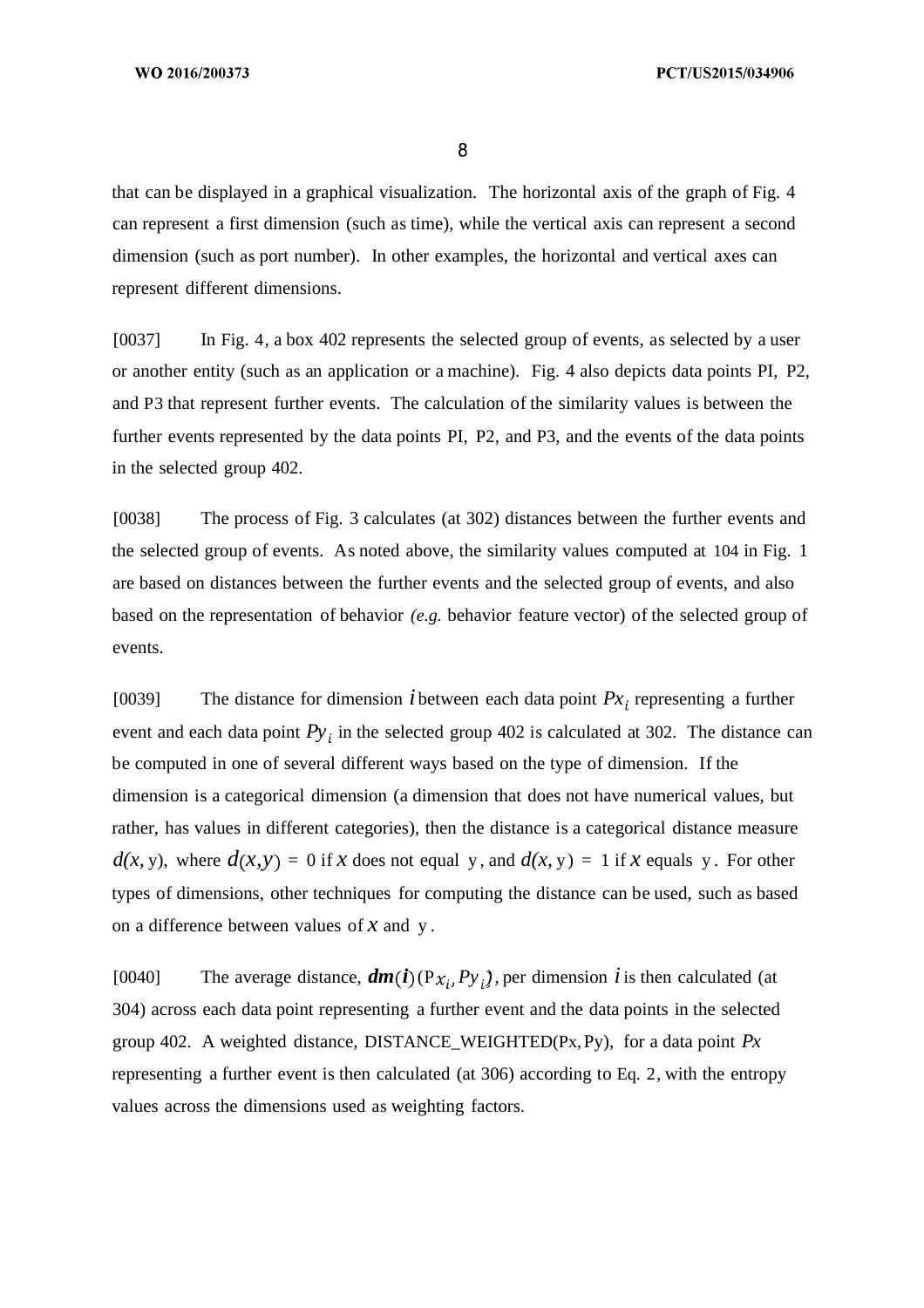that can be displayed in a graphical visualization. The horizontal axis of the graph of Fig. 4 can represent a first dimension (such as time), while the vertical axis can represent a second dimension (such as port number). In other examples, the horizontal and vertical axes can represent different dimensions.

[0037] In Fig. 4, a box 402 represents the selected group of events, as selected by a user or another entity (such as an application or a machine). Fig. 4 also depicts data points PI, P2, and P3 that represent further events. The calculation of the similarity values is between the further events represented by the data points PI, P2, and P3, and the events of the data points in the selected group 402.

[0038] The process of Fig. 3 calculates (at 302) distances between the further events and the selected group of events. As noted above, the similarity values computed at 104 in Fig. 1 are based on distances between the further events and the selected group of events, and also based on the representation of behavior *(e.g.* behavior feature vector) of the selected group of events.

[0039] The distance for dimension $i$ between each data point $Px_i$ representing a further event and each data point $Py_i$ in the selected group 402 is calculated at 302. The distance can be computed in one of several different ways based on the type of dimension. If the dimension is a categorical dimension (a dimension that does not have numerical values, but rather, has values in different categories), then the distance is a categorical distance measure $d(x, y)$, where $d(x,y) = 0$ if $x$ does not equal $y$, and $d(x, y) = 1$ if $x$ equals $y$. For other types of dimensions, other techniques for computing the distance can be used, such as based on a difference between values of $x$ and $y$.

[0040] The average distance, $\boldsymbol{dm}(\boldsymbol{i})(Px_i, Py_i)$, per dimension $i$ is then calculated (at 304) across each data point representing a further event and the data points in the selected group 402. A weighted distance, DISTANCE_WEIGHTED(Px, Py), for a data point $Px$ representing a further event is then calculated (at 306) according to Eq. 2, with the entropy values across the dimensions used as weighting factors.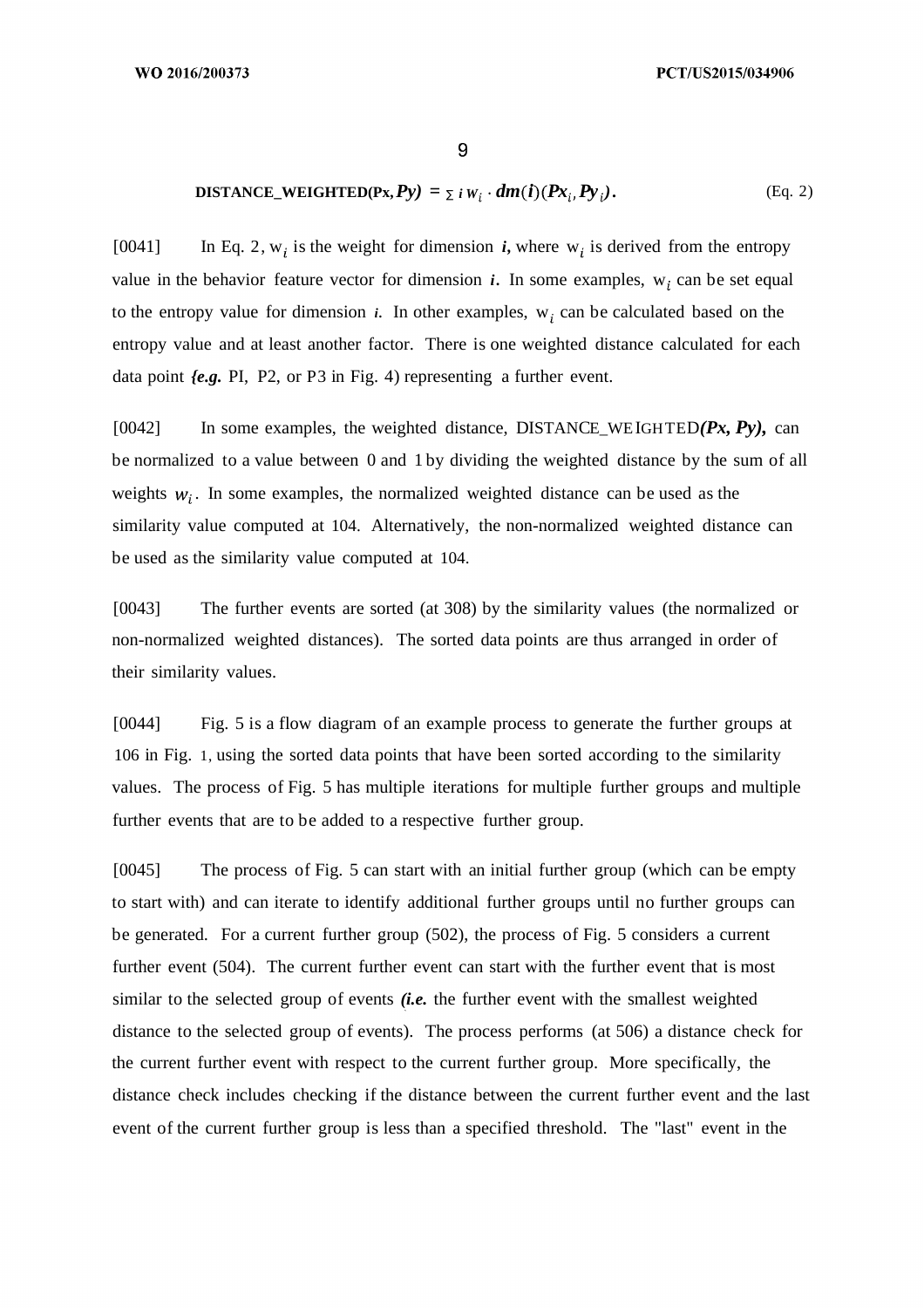$$\text{DISTANCE\_WEIGHTED}(Px, Py) = \sum_i w_i \cdot dm(i)(Px_i, Py_i). \quad \text{(Eq. 2)}$$

[0041] In Eq. 2, $w_i$ is the weight for dimension $i$, where $w_i$ is derived from the entropy value in the behavior feature vector for dimension $i$. In some examples, $w_i$ can be set equal to the entropy value for dimension $i$. In other examples, $w_i$ can be calculated based on the entropy value and at least another factor. There is one weighted distance calculated for each data point (*e.g.* PI, P2, or P3 in Fig. 4) representing a further event.

[0042] In some examples, the weighted distance, DISTANCE_WEIGHTED$(Px, Py)$, can be normalized to a value between 0 and 1 by dividing the weighted distance by the sum of all weights $w_i$. In some examples, the normalized weighted distance can be used as the similarity value computed at 104. Alternatively, the non-normalized weighted distance can be used as the similarity value computed at 104.

[0043] The further events are sorted (at 308) by the similarity values (the normalized or non-normalized weighted distances). The sorted data points are thus arranged in order of their similarity values.

[0044] Fig. 5 is a flow diagram of an example process to generate the further groups at 106 in Fig. 1, using the sorted data points that have been sorted according to the similarity values. The process of Fig. 5 has multiple iterations for multiple further groups and multiple further events that are to be added to a respective further group.

[0045] The process of Fig. 5 can start with an initial further group (which can be empty to start with) and can iterate to identify additional further groups until no further groups can be generated. For a current further group (502), the process of Fig. 5 considers a current further event (504). The current further event can start with the further event that is most similar to the selected group of events (*i.e.* the further event with the smallest weighted distance to the selected group of events). The process performs (at 506) a distance check for the current further event with respect to the current further group. More specifically, the distance check includes checking if the distance between the current further event and the last event of the current further group is less than a specified threshold. The "last" event in the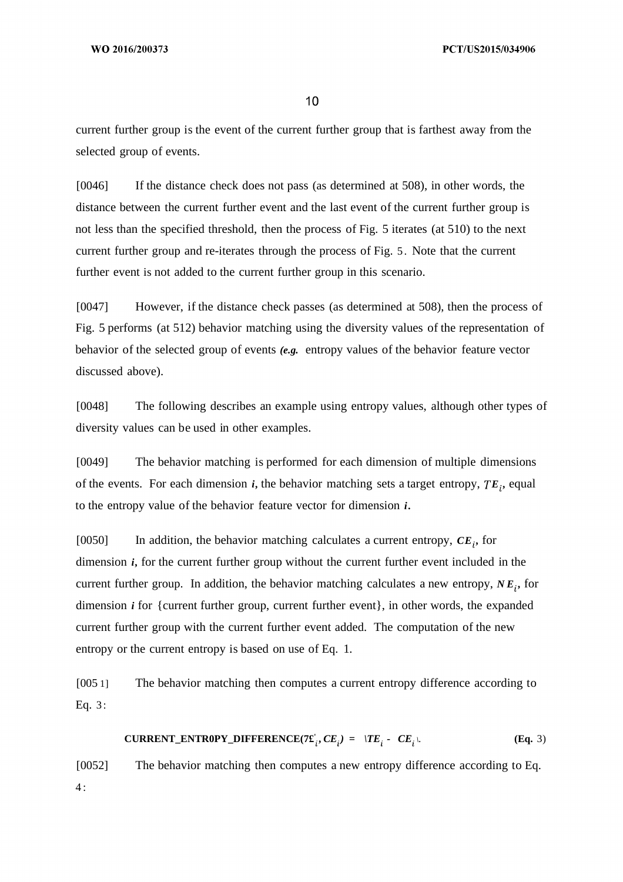current further group is the event of the current further group that is farthest away from the selected group of events.

[0046] If the distance check does not pass (as determined at 508), in other words, the distance between the current further event and the last event of the current further group is not less than the specified threshold, then the process of Fig. 5 iterates (at 510) to the next current further group and re-iterates through the process of Fig. 5. Note that the current further event is not added to the current further group in this scenario.

[0047] However, if the distance check passes (as determined at 508), then the process of Fig. 5 performs (at 512) behavior matching using the diversity values of the representation of behavior of the selected group of events *(e.g.* entropy values of the behavior feature vector discussed above).

[0048] The following describes an example using entropy values, although other types of diversity values can be used in other examples.

[0049] The behavior matching is performed for each dimension of multiple dimensions of the events. For each dimension $i$, the behavior matching sets a target entropy, $TE_i$, equal to the entropy value of the behavior feature vector for dimension $i$.

[0050] In addition, the behavior matching calculates a current entropy, $CE_i$, for dimension $i$, for the current further group without the current further event included in the current further group. In addition, the behavior matching calculates a new entropy, $NE_i$, for dimension $i$ for {current further group, current further event}, in other words, the expanded current further group with the current further event added. The computation of the new entropy or the current entropy is based on use of Eq. 1.

[0051] The behavior matching then computes a current entropy difference according to Eq. 3:

$$\text{CURRENT\_ENTROPY\_DIFFERENCE}(TE_i, CE_i) = |TE_i - CE_i|. \quad \text{(Eq. 3)}$$

[0052] The behavior matching then computes a new entropy difference according to Eq. 4: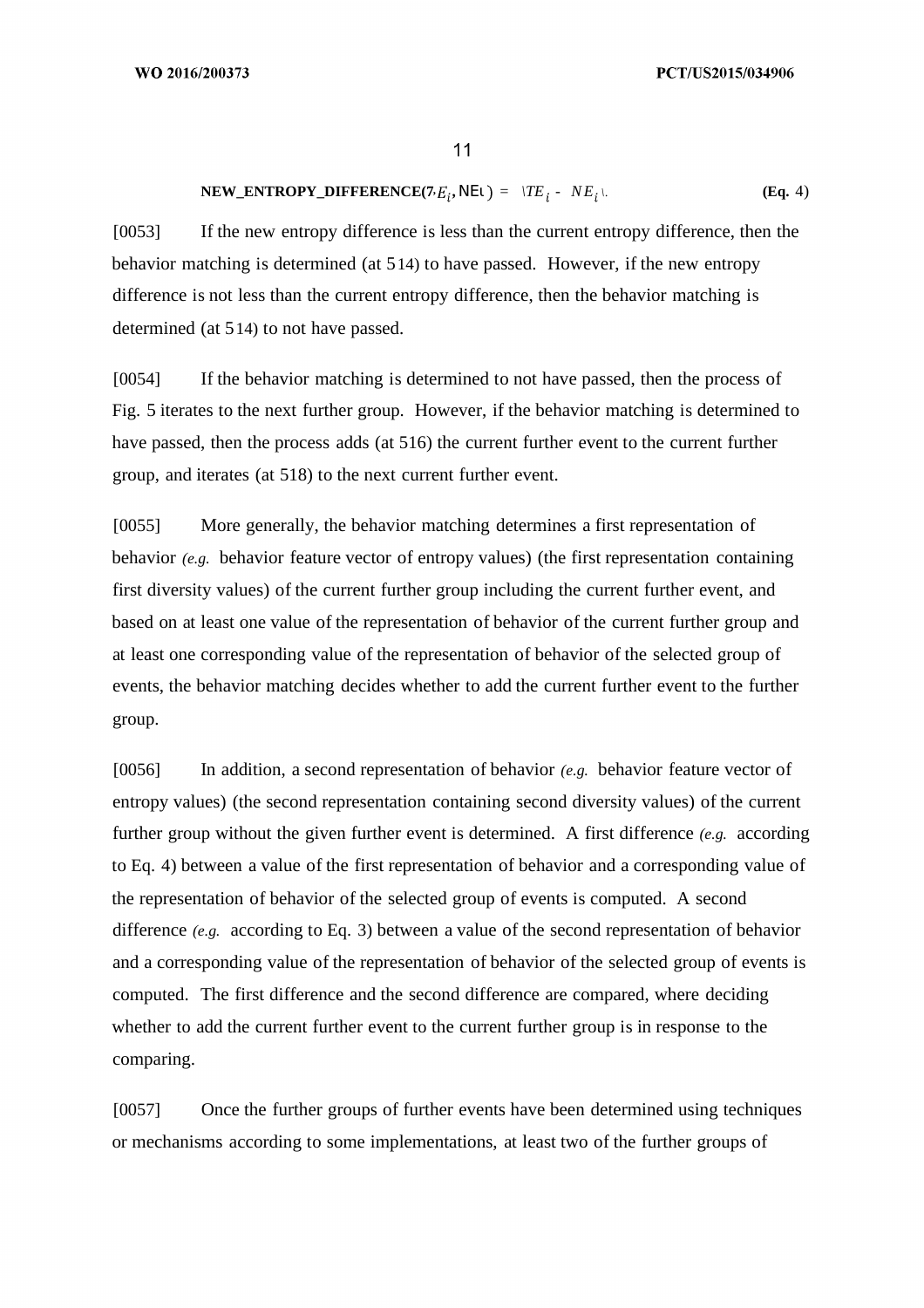$$\text{NEW\_ENTROPY\_DIFFERENCE}(TE_i, NE_i) = |TE_i - NE_i|. \qquad \textbf{(Eq. 4)}$$

[0053] If the new entropy difference is less than the current entropy difference, then the behavior matching is determined (at 514) to have passed. However, if the new entropy difference is not less than the current entropy difference, then the behavior matching is determined (at 514) to not have passed.

[0054] If the behavior matching is determined to not have passed, then the process of Fig. 5 iterates to the next further group. However, if the behavior matching is determined to have passed, then the process adds (at 516) the current further event to the current further group, and iterates (at 518) to the next current further event.

[0055] More generally, the behavior matching determines a first representation of behavior *(e.g.* behavior feature vector of entropy values) (the first representation containing first diversity values) of the current further group including the current further event, and based on at least one value of the representation of behavior of the current further group and at least one corresponding value of the representation of behavior of the selected group of events, the behavior matching decides whether to add the current further event to the further group.

[0056] In addition, a second representation of behavior *(e.g.* behavior feature vector of entropy values) (the second representation containing second diversity values) of the current further group without the given further event is determined. A first difference *(e.g.* according to Eq. 4) between a value of the first representation of behavior and a corresponding value of the representation of behavior of the selected group of events is computed. A second difference *(e.g.* according to Eq. 3) between a value of the second representation of behavior and a corresponding value of the representation of behavior of the selected group of events is computed. The first difference and the second difference are compared, where deciding whether to add the current further event to the current further group is in response to the comparing.

[0057] Once the further groups of further events have been determined using techniques or mechanisms according to some implementations, at least two of the further groups of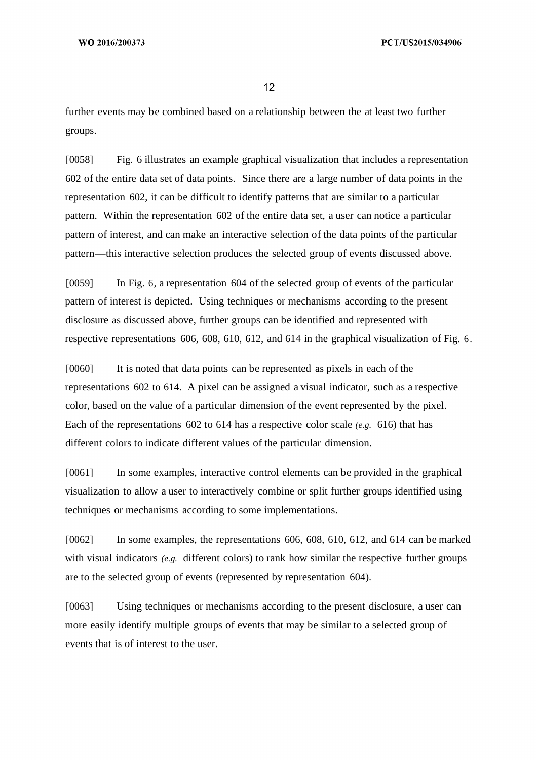further events may be combined based on a relationship between the at least two further groups.

[0058] Fig. 6 illustrates an example graphical visualization that includes a representation 602 of the entire data set of data points. Since there are a large number of data points in the representation 602, it can be difficult to identify patterns that are similar to a particular pattern. Within the representation 602 of the entire data set, a user can notice a particular pattern of interest, and can make an interactive selection of the data points of the particular pattern—this interactive selection produces the selected group of events discussed above.

[0059] In Fig. 6, a representation 604 of the selected group of events of the particular pattern of interest is depicted. Using techniques or mechanisms according to the present disclosure as discussed above, further groups can be identified and represented with respective representations 606, 608, 610, 612, and 614 in the graphical visualization of Fig. 6.

[0060] It is noted that data points can be represented as pixels in each of the representations 602 to 614. A pixel can be assigned a visual indicator, such as a respective color, based on the value of a particular dimension of the event represented by the pixel. Each of the representations 602 to 614 has a respective color scale *(e.g.* 616) that has different colors to indicate different values of the particular dimension.

[0061] In some examples, interactive control elements can be provided in the graphical visualization to allow a user to interactively combine or split further groups identified using techniques or mechanisms according to some implementations.

[0062] In some examples, the representations 606, 608, 610, 612, and 614 can be marked with visual indicators *(e.g.* different colors) to rank how similar the respective further groups are to the selected group of events (represented by representation 604).

[0063] Using techniques or mechanisms according to the present disclosure, a user can more easily identify multiple groups of events that may be similar to a selected group of events that is of interest to the user.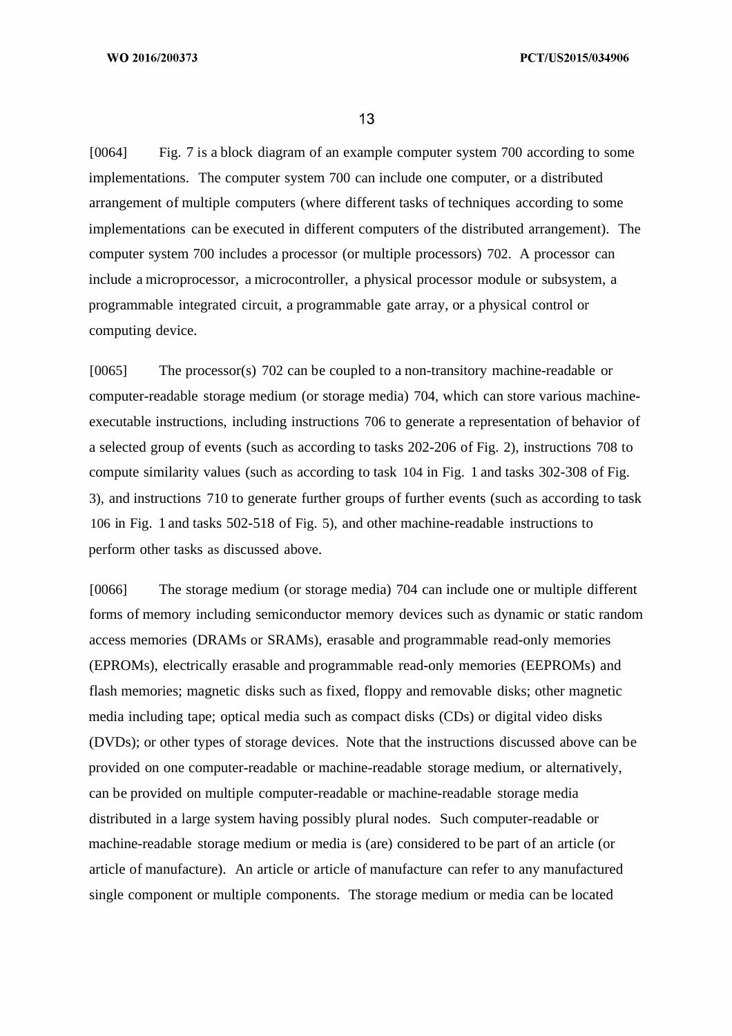[0064] Fig. 7 is a block diagram of an example computer system 700 according to some implementations. The computer system 700 can include one computer, or a distributed arrangement of multiple computers (where different tasks of techniques according to some implementations can be executed in different computers of the distributed arrangement). The computer system 700 includes a processor (or multiple processors) 702. A processor can include a microprocessor, a microcontroller, a physical processor module or subsystem, a programmable integrated circuit, a programmable gate array, or a physical control or computing device.

[0065] The processor(s) 702 can be coupled to a non-transitory machine-readable or computer-readable storage medium (or storage media) 704, which can store various machine-executable instructions, including instructions 706 to generate a representation of behavior of a selected group of events (such as according to tasks 202-206 of Fig. 2), instructions 708 to compute similarity values (such as according to task 104 in Fig. 1 and tasks 302-308 of Fig. 3), and instructions 710 to generate further groups of further events (such as according to task 106 in Fig. 1 and tasks 502-518 of Fig. 5), and other machine-readable instructions to perform other tasks as discussed above.

[0066] The storage medium (or storage media) 704 can include one or multiple different forms of memory including semiconductor memory devices such as dynamic or static random access memories (DRAMs or SRAMs), erasable and programmable read-only memories (EPROMs), electrically erasable and programmable read-only memories (EEPROMs) and flash memories; magnetic disks such as fixed, floppy and removable disks; other magnetic media including tape; optical media such as compact disks (CDs) or digital video disks (DVDs); or other types of storage devices. Note that the instructions discussed above can be provided on one computer-readable or machine-readable storage medium, or alternatively, can be provided on multiple computer-readable or machine-readable storage media distributed in a large system having possibly plural nodes. Such computer-readable or machine-readable storage medium or media is (are) considered to be part of an article (or article of manufacture). An article or article of manufacture can refer to any manufactured single component or multiple components. The storage medium or media can be located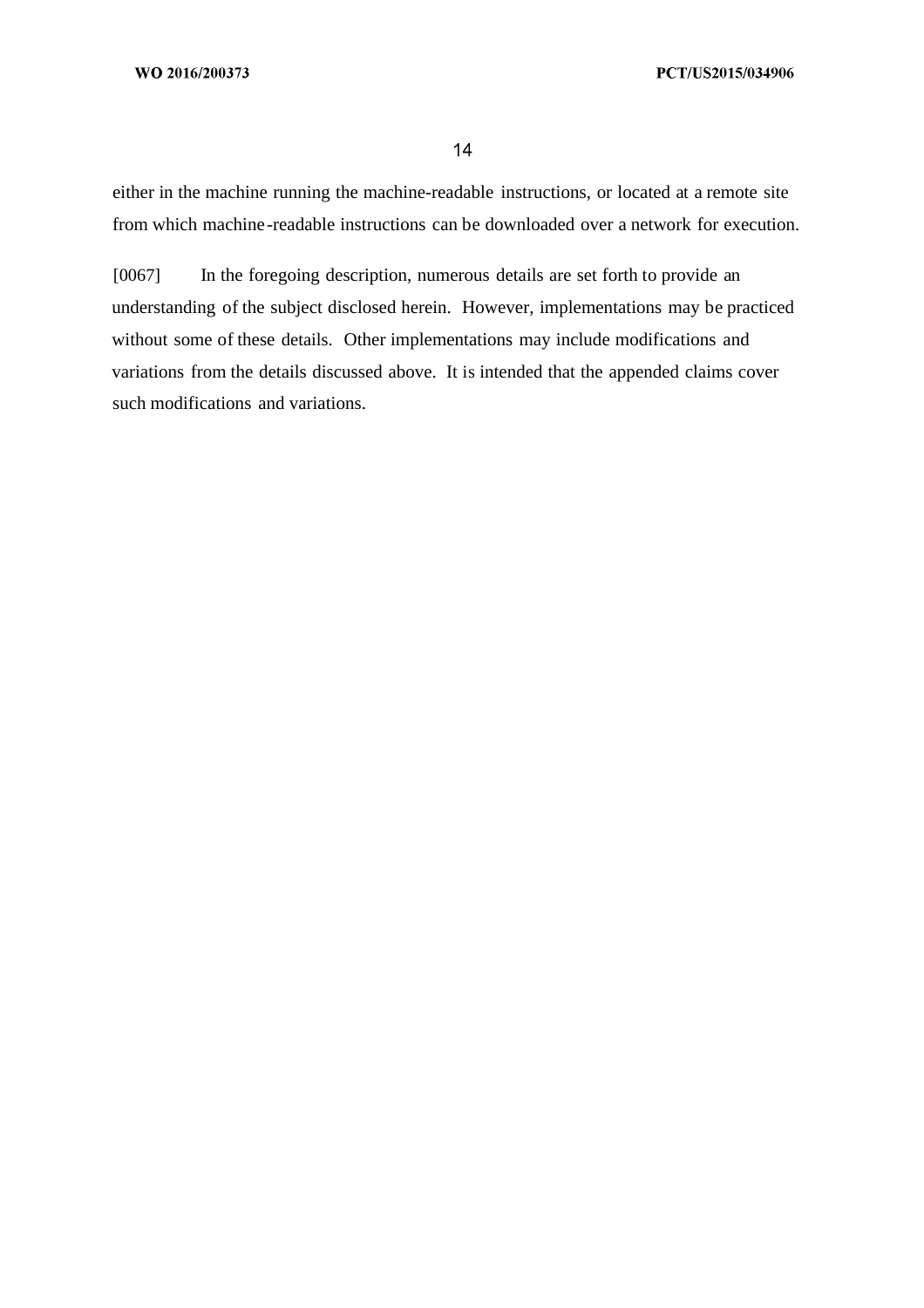either in the machine running the machine-readable instructions, or located at a remote site from which machine-readable instructions can be downloaded over a network for execution.

[0067] In the foregoing description, numerous details are set forth to provide an understanding of the subject disclosed herein. However, implementations may be practiced without some of these details. Other implementations may include modifications and variations from the details discussed above. It is intended that the appended claims cover such modifications and variations.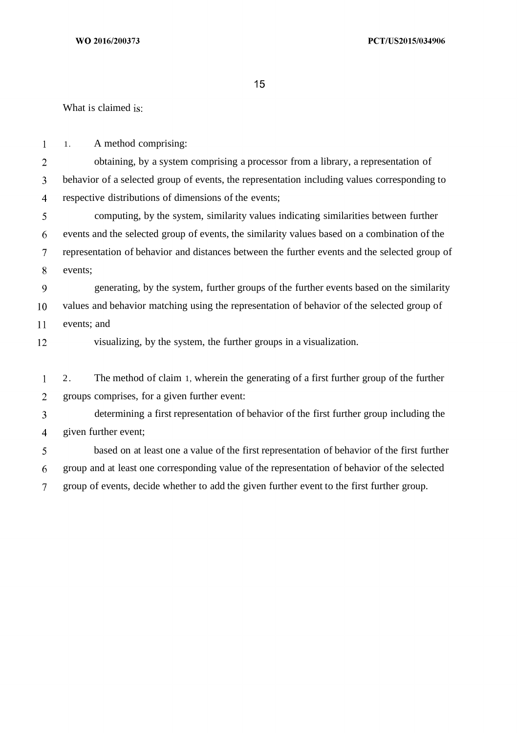What is claimed is:

1. A method comprising:

obtaining, by a system comprising a processor from a library, a representation of behavior of a selected group of events, the representation including values corresponding to respective distributions of dimensions of the events;

computing, by the system, similarity values indicating similarities between further events and the selected group of events, the similarity values based on a combination of the representation of behavior and distances between the further events and the selected group of events;

generating, by the system, further groups of the further events based on the similarity values and behavior matching using the representation of behavior of the selected group of events; and

visualizing, by the system, the further groups in a visualization.

2. The method of claim 1, wherein the generating of a first further group of the further groups comprises, for a given further event:

determining a first representation of behavior of the first further group including the given further event;

based on at least one a value of the first representation of behavior of the first further group and at least one corresponding value of the representation of behavior of the selected group of events, decide whether to add the given further event to the first further group.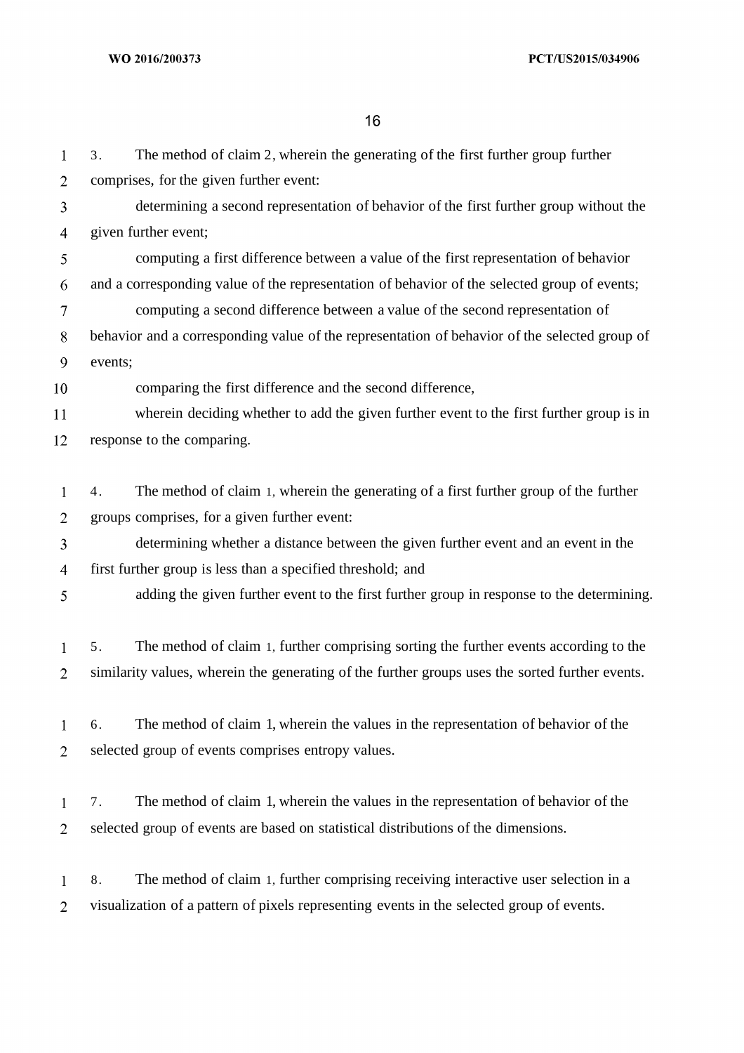3. The method of claim 2, wherein the generating of the first further group further comprises, for the given further event:

determining a second representation of behavior of the first further group without the given further event;

computing a first difference between a value of the first representation of behavior and a corresponding value of the representation of behavior of the selected group of events;

computing a second difference between a value of the second representation of behavior and a corresponding value of the representation of behavior of the selected group of events;

comparing the first difference and the second difference,

wherein deciding whether to add the given further event to the first further group is in response to the comparing.

4. The method of claim 1, wherein the generating of a first further group of the further groups comprises, for a given further event:

determining whether a distance between the given further event and an event in the first further group is less than a specified threshold; and

adding the given further event to the first further group in response to the determining.

5. The method of claim 1, further comprising sorting the further events according to the similarity values, wherein the generating of the further groups uses the sorted further events.

6. The method of claim 1, wherein the values in the representation of behavior of the selected group of events comprises entropy values.

7. The method of claim 1, wherein the values in the representation of behavior of the selected group of events are based on statistical distributions of the dimensions.

8. The method of claim 1, further comprising receiving interactive user selection in a visualization of a pattern of pixels representing events in the selected group of events.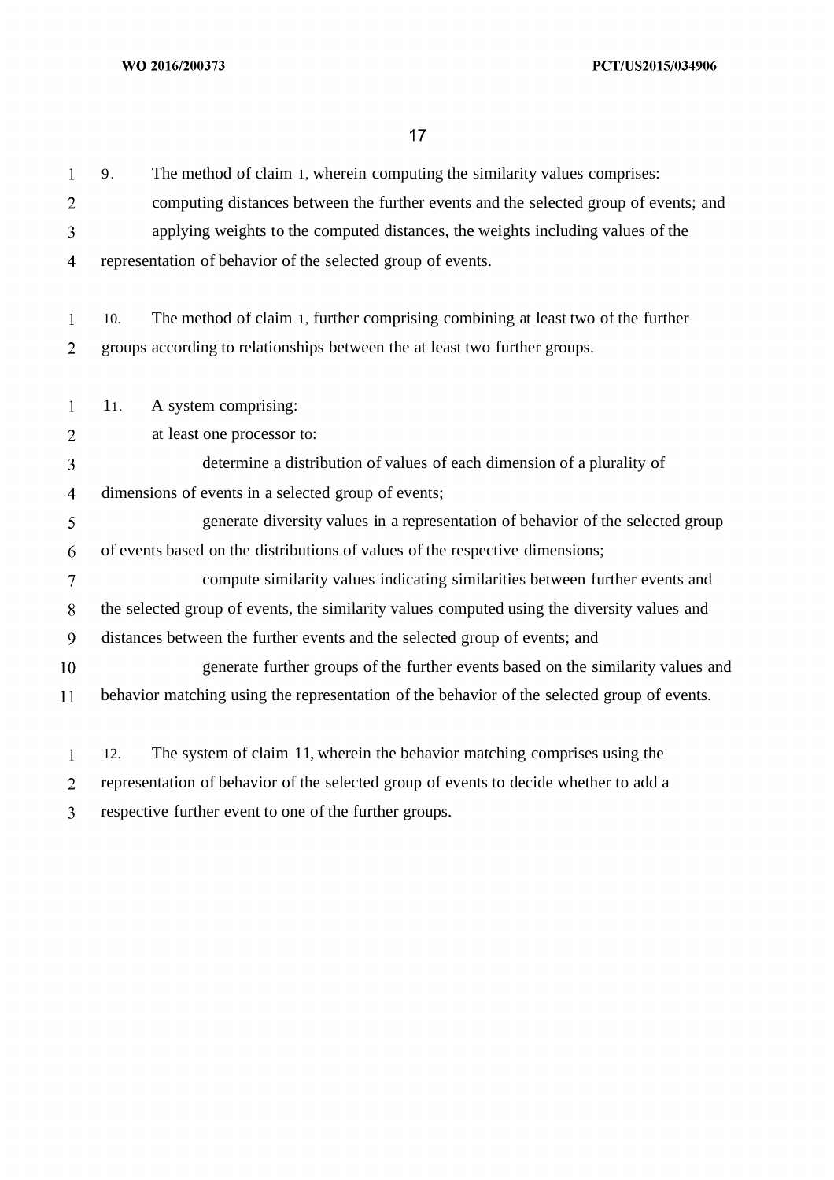9. The method of claim 1, wherein computing the similarity values comprises:

computing distances between the further events and the selected group of events; and

applying weights to the computed distances, the weights including values of the representation of behavior of the selected group of events.

10. The method of claim 1, further comprising combining at least two of the further groups according to relationships between the at least two further groups.

11. A system comprising:

at least one processor to:

determine a distribution of values of each dimension of a plurality of dimensions of events in a selected group of events;

generate diversity values in a representation of behavior of the selected group of events based on the distributions of values of the respective dimensions;

compute similarity values indicating similarities between further events and the selected group of events, the similarity values computed using the diversity values and distances between the further events and the selected group of events; and

generate further groups of the further events based on the similarity values and behavior matching using the representation of the behavior of the selected group of events.

12. The system of claim 11, wherein the behavior matching comprises using the representation of behavior of the selected group of events to decide whether to add a respective further event to one of the further groups.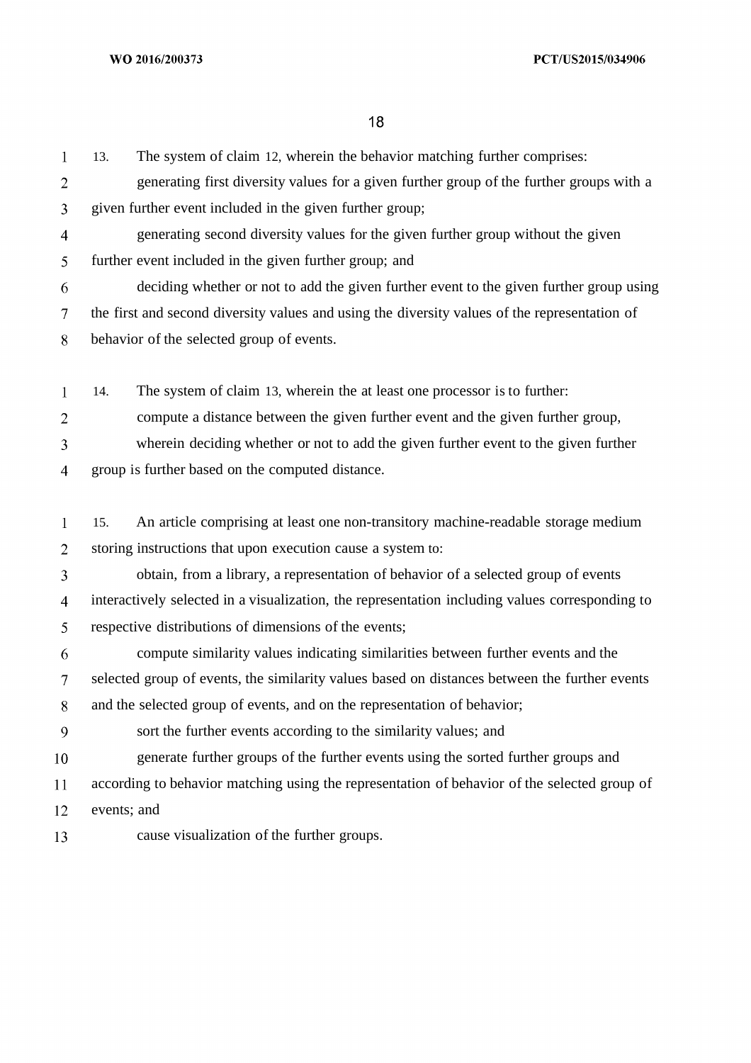13. The system of claim 12, wherein the behavior matching further comprises:

generating first diversity values for a given further group of the further groups with a given further event included in the given further group;

generating second diversity values for the given further group without the given further event included in the given further group; and

deciding whether or not to add the given further event to the given further group using the first and second diversity values and using the diversity values of the representation of behavior of the selected group of events.

14. The system of claim 13, wherein the at least one processor is to further:

compute a distance between the given further event and the given further group,

wherein deciding whether or not to add the given further event to the given further group is further based on the computed distance.

15. An article comprising at least one non-transitory machine-readable storage medium storing instructions that upon execution cause a system to:

obtain, from a library, a representation of behavior of a selected group of events interactively selected in a visualization, the representation including values corresponding to respective distributions of dimensions of the events;

compute similarity values indicating similarities between further events and the selected group of events, the similarity values based on distances between the further events and the selected group of events, and on the representation of behavior;

sort the further events according to the similarity values; and

generate further groups of the further events using the sorted further groups and according to behavior matching using the representation of behavior of the selected group of events; and

cause visualization of the further groups.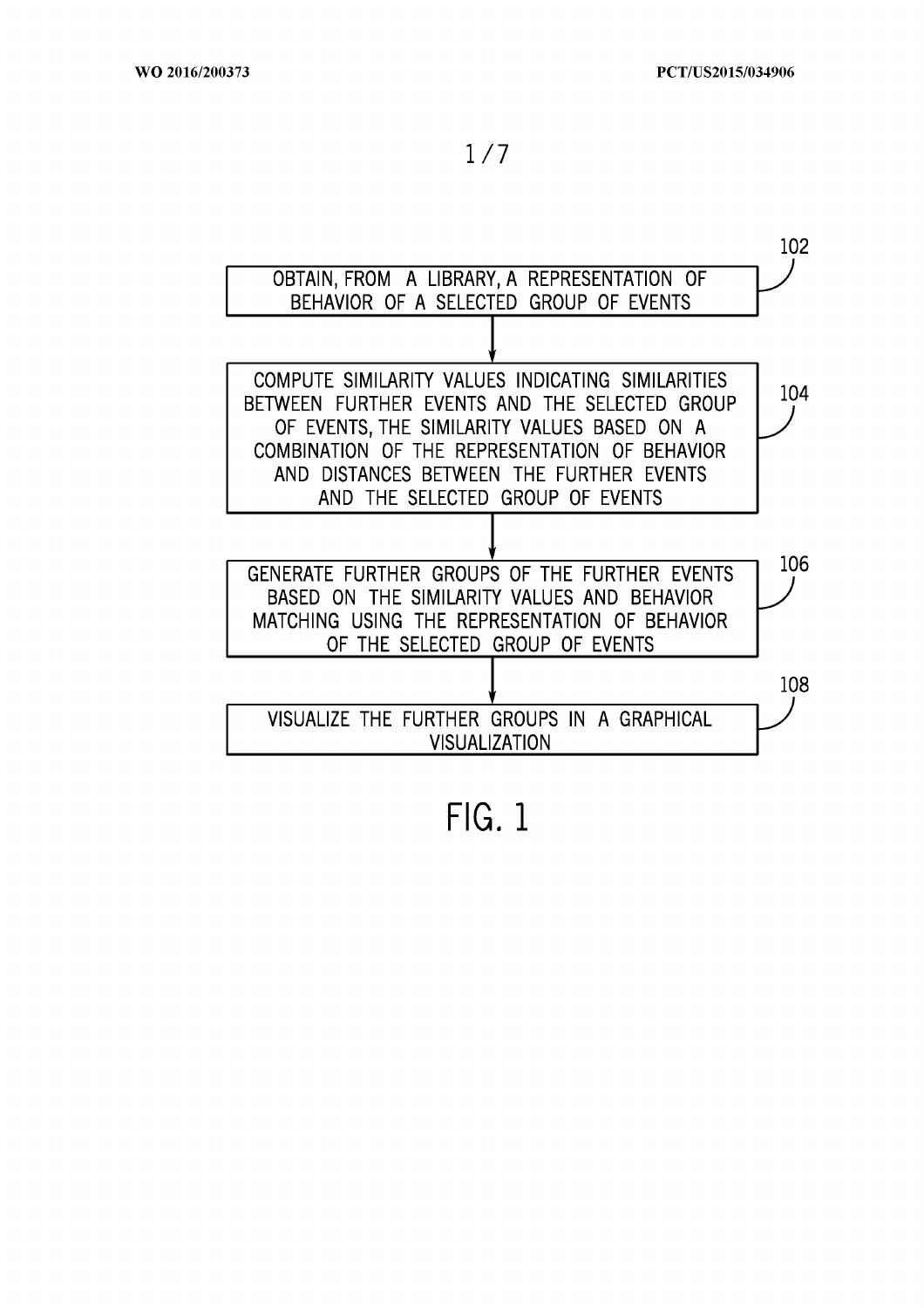102

OBTAIN, FROM A LIBRARY, A REPRESENTATION OF BEHAVIOR OF A SELECTED GROUP OF EVENTS

104

COMPUTE SIMILARITY VALUES INDICATING SIMILARITIES BETWEEN FURTHER EVENTS AND THE SELECTED GROUP OF EVENTS, THE SIMILARITY VALUES BASED ON A COMBINATION OF THE REPRESENTATION OF BEHAVIOR AND DISTANCES BETWEEN THE FURTHER EVENTS AND THE SELECTED GROUP OF EVENTS

106

GENERATE FURTHER GROUPS OF THE FURTHER EVENTS BASED ON THE SIMILARITY VALUES AND BEHAVIOR MATCHING USING THE REPRESENTATION OF BEHAVIOR OF THE SELECTED GROUP OF EVENTS

108

VISUALIZE THE FURTHER GROUPS IN A GRAPHICAL VISUALIZATION

FIG. 1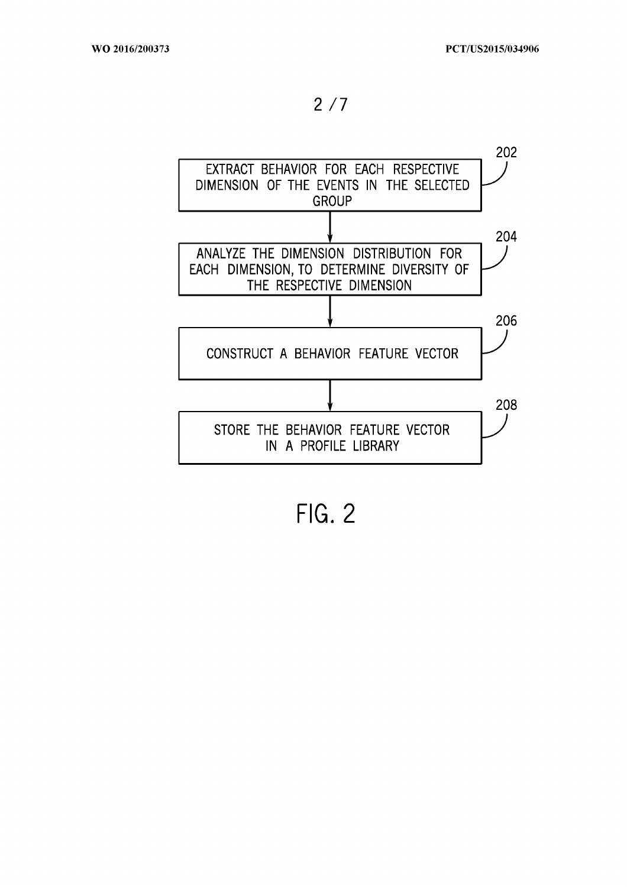202 — EXTRACT BEHAVIOR FOR EACH RESPECTIVE DIMENSION OF THE EVENTS IN THE SELECTED GROUP

↓

204 — ANALYZE THE DIMENSION DISTRIBUTION FOR EACH DIMENSION, TO DETERMINE DIVERSITY OF THE RESPECTIVE DIMENSION

↓

206 — CONSTRUCT A BEHAVIOR FEATURE VECTOR

↓

208 — STORE THE BEHAVIOR FEATURE VECTOR IN A PROFILE LIBRARY

FIG. 2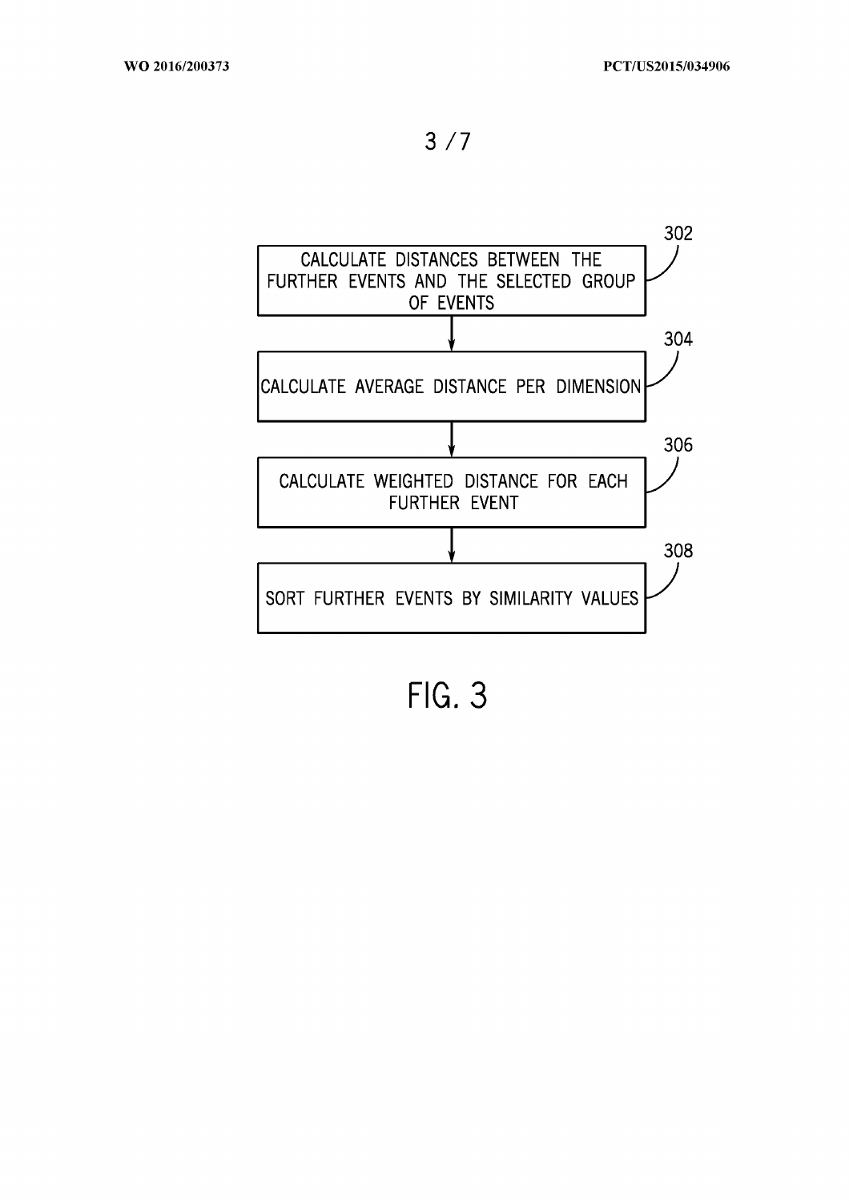302 CALCULATE DISTANCES BETWEEN THE FURTHER EVENTS AND THE SELECTED GROUP OF EVENTS

304 CALCULATE AVERAGE DISTANCE PER DIMENSION

306 CALCULATE WEIGHTED DISTANCE FOR EACH FURTHER EVENT

308 SORT FURTHER EVENTS BY SIMILARITY VALUES

FIG. 3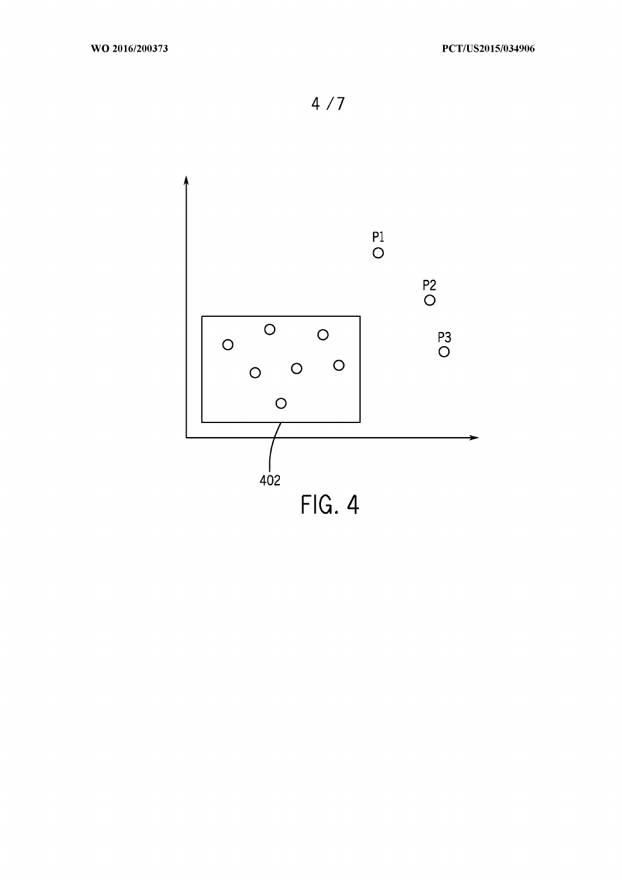P1

P2

P3

402

FIG. 4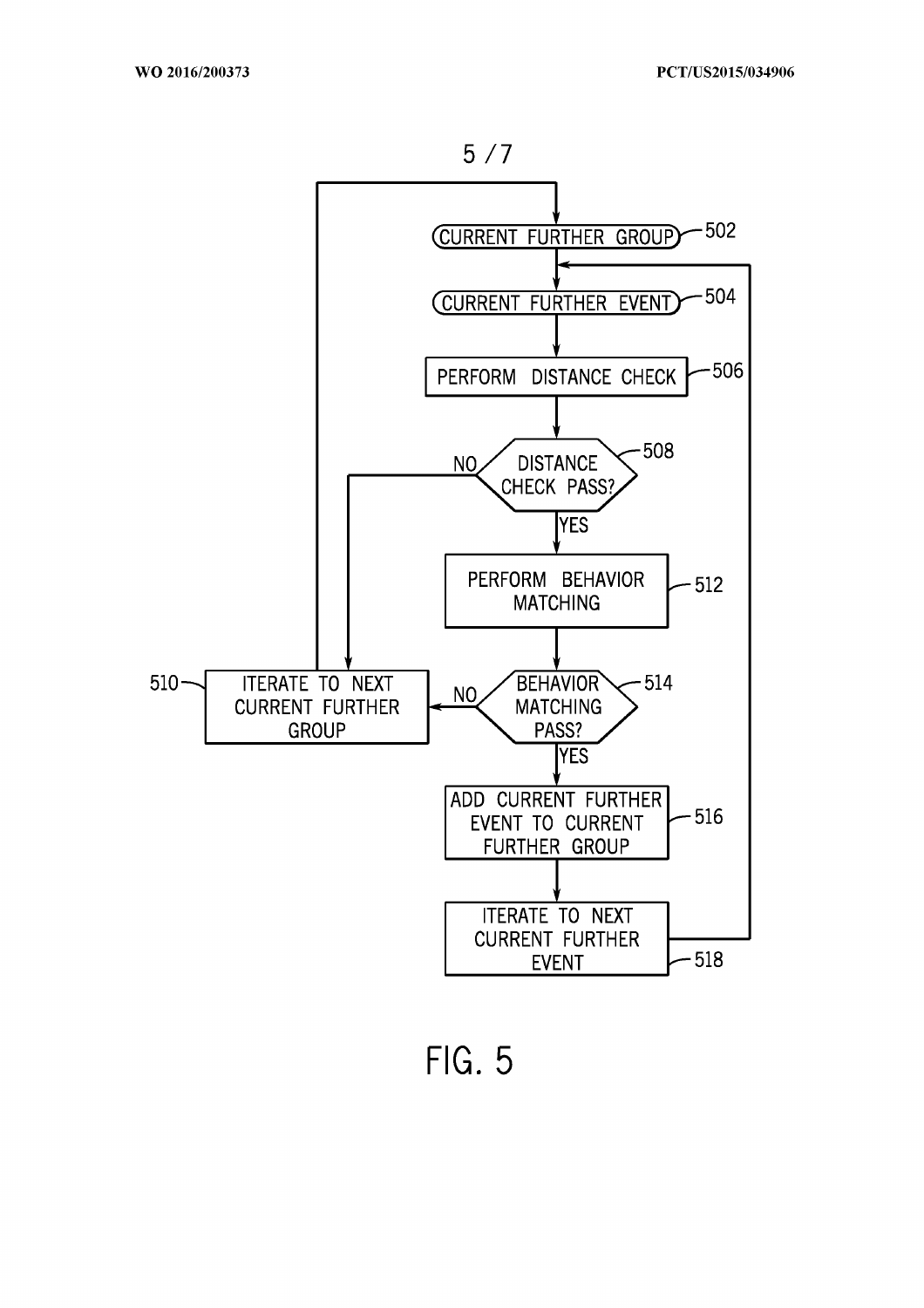CURRENT FURTHER GROUP — 502

CURRENT FURTHER EVENT — 504

PERFORM DISTANCE CHECK — 506

DISTANCE CHECK PASS? — 508

- NO → ITERATE TO NEXT CURRENT FURTHER GROUP — 510
- YES → PERFORM BEHAVIOR MATCHING — 512

BEHAVIOR MATCHING PASS? — 514

- NO → ITERATE TO NEXT CURRENT FURTHER GROUP — 510
- YES → ADD CURRENT FURTHER EVENT TO CURRENT FURTHER GROUP — 516

ITERATE TO NEXT CURRENT FURTHER EVENT — 518

FIG. 5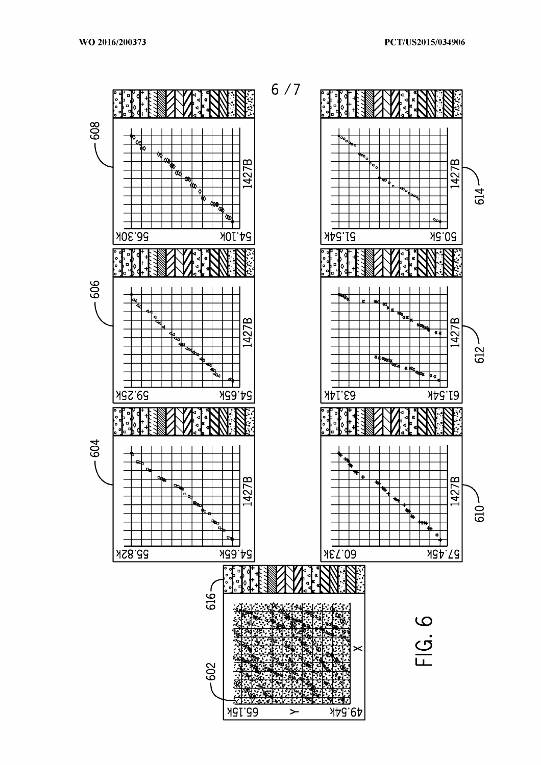FIG. 6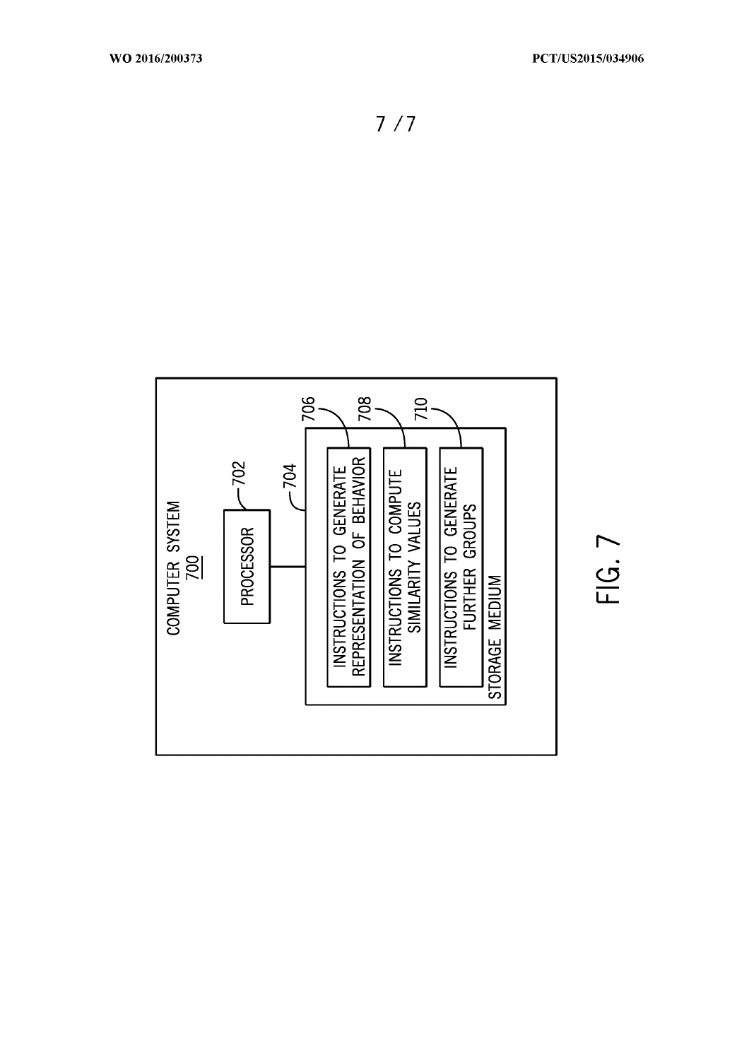COMPUTER SYSTEM
700

PROCESSOR 702

704

STORAGE MEDIUM

INSTRUCTIONS TO GENERATE REPRESENTATION OF BEHAVIOR 706

INSTRUCTIONS TO COMPUTE SIMILARITY VALUES 708

INSTRUCTIONS TO GENERATE FURTHER GROUPS 710

FIG. 7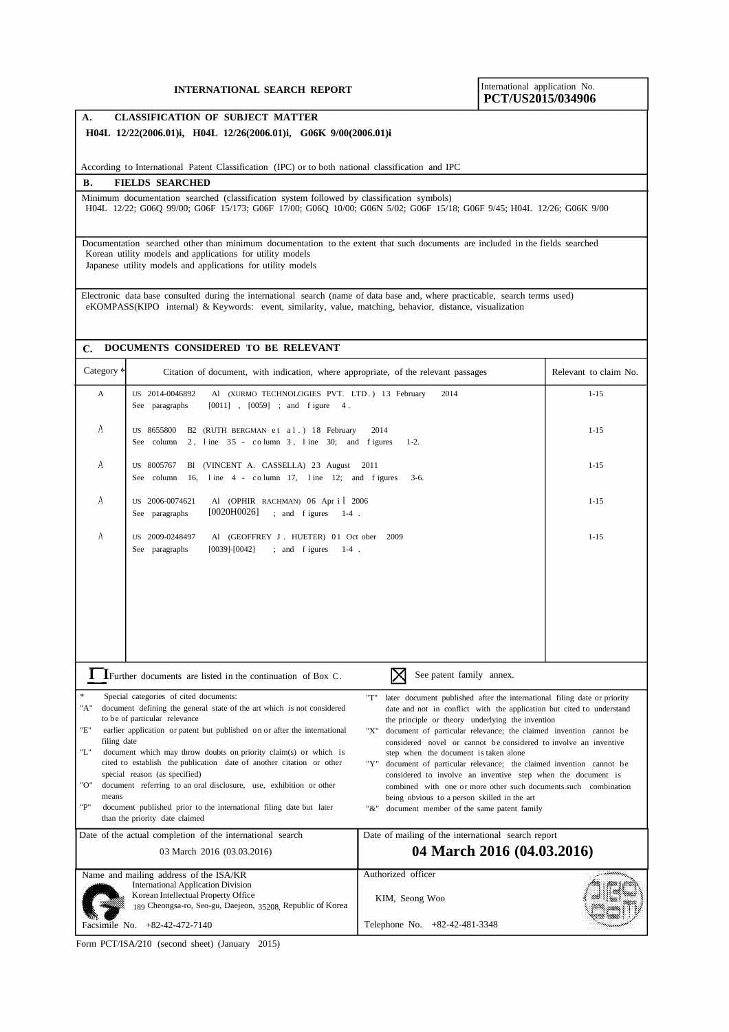**INTERNATIONAL SEARCH REPORT**

International application No.
**PCT/US2015/034906**

**A. CLASSIFICATION OF SUBJECT MATTER**

**H04L 12/22(2006.01)i, H04L 12/26(2006.01)i, G06K 9/00(2006.01)i**

According to International Patent Classification (IPC) or to both national classification and IPC

**B. FIELDS SEARCHED**

Minimum documentation searched (classification system followed by classification symbols)
H04L 12/22; G06Q 99/00; G06F 15/173; G06F 17/00; G06Q 10/00; G06N 5/02; G06F 15/18; G06F 9/45; H04L 12/26; G06K 9/00

Documentation searched other than minimum documentation to the extent that such documents are included in the fields searched
Korean utility models and applications for utility models
Japanese utility models and applications for utility models

Electronic data base consulted during the international search (name of data base and, where practicable, search terms used)
eKOMPASS(KIPO internal) & Keywords: event, similarity, value, matching, behavior, distance, visualization

**C. DOCUMENTS CONSIDERED TO BE RELEVANT**

| Category * | Citation of document, with indication, where appropriate, of the relevant passages | Relevant to claim No. |
|---|---|---|
| A | US 2014-0046892 Al (XURMO TECHNOLOGIES PVT. LTD.) 13 February 2014 See paragraphs [0011], [0059]; and figure 4. | 1-15 |
| A | US 8655800 B2 (RUTH BERGMAN et al.) 18 February 2014 See column 2, line 35 - column 3, line 30; and figures 1-2. | 1-15 |
| A | US 8005767 Bl (VINCENT A. CASSELLA) 23 August 2011 See column 16, line 4 - column 17, line 12; and figures 3-6. | 1-15 |
| A | US 2006-0074621 Al (OPHIR RACHMAN) 06 April 2006 See paragraphs [0020H0026]; and figures 1-4. | 1-15 |
| A | US 2009-0248497 Al (GEOFFREY J. HUETER) 01 October 2009 See paragraphs [0039]-[0042]; and figures 1-4. | 1-15 |

☐ Further documents are listed in the continuation of Box C.  ☒ See patent family annex.

\* Special categories of cited documents:
"A" document defining the general state of the art which is not considered to be of particular relevance
"E" earlier application or patent but published on or after the international filing date
"L" document which may throw doubts on priority claim(s) or which is cited to establish the publication date of another citation or other special reason (as specified)
"O" document referring to an oral disclosure, use, exhibition or other means
"P" document published prior to the international filing date but later than the priority date claimed
"T" later document published after the international filing date or priority date and not in conflict with the application but cited to understand the principle or theory underlying the invention
"X" document of particular relevance; the claimed invention cannot be considered novel or cannot be considered to involve an inventive step when the document is taken alone
"Y" document of particular relevance; the claimed invention cannot be considered to involve an inventive step when the document is combined with one or more other such documents.such combination being obvious to a person skilled in the art
"&" document member of the same patent family

| Date of the actual completion of the international search | Date of mailing of the international search report |
|---|---|
| 03 March 2016 (03.03.2016) | **04 March 2016 (04.03.2016)** |

| Name and mailing address of the ISA/KR | Authorized officer |
|---|---|
| International Application Division<br>Korean Intellectual Property Office<br>189 Cheongsa-ro, Seo-gu, Daejeon, 35208, Republic of Korea | KIM, Seong Woo |
| Facsimile No. +82-42-472-7140 | Telephone No. +82-42-481-3348 |

Form PCT/ISA/210 (second sheet) (January 2015)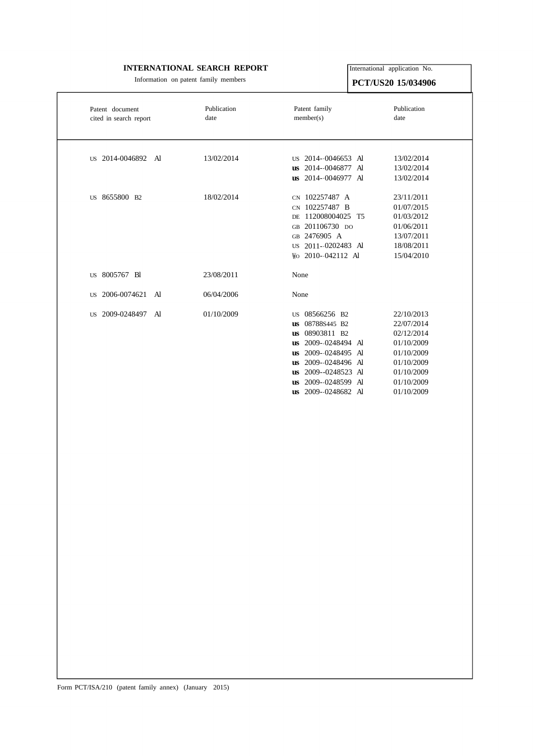**INTERNATIONAL SEARCH REPORT**

Information on patent family members

International application No.

**PCT/US20 15/034906**

| Patent document cited in search report | Publication date | Patent family member(s) | Publication date |
|---|---|---|---|
| US 2014-0046892 A1 | 13/02/2014 | US 2014-0046653 A1 | 13/02/2014 |
| | | US 2014-0046877 A1 | 13/02/2014 |
| | | US 2014-0046977 A1 | 13/02/2014 |
| US 8655800 B2 | 18/02/2014 | CN 102257487 A | 23/11/2011 |
| | | CN 102257487 B | 01/07/2015 |
| | | DE 112008004025 T5 | 01/03/2012 |
| | | GB 201106730 D0 | 01/06/2011 |
| | | GB 2476905 A | 13/07/2011 |
| | | US 2011-0202483 A1 | 18/08/2011 |
| | | WO 2010-042112 A1 | 15/04/2010 |
| US 8005767 B1 | 23/08/2011 | None | |
| US 2006-0074621 A1 | 06/04/2006 | None | |
| US 2009-0248497 A1 | 01/10/2009 | US 08566256 B2 | 22/10/2013 |
| | | US 08788S445 B2 | 22/07/2014 |
| | | US 08903811 B2 | 02/12/2014 |
| | | US 2009-0248494 A1 | 01/10/2009 |
| | | US 2009-0248495 A1 | 01/10/2009 |
| | | US 2009-0248496 A1 | 01/10/2009 |
| | | US 2009-0248523 A1 | 01/10/2009 |
| | | US 2009-0248599 A1 | 01/10/2009 |
| | | US 2009-0248682 A1 | 01/10/2009 |

Form PCT/ISA/210 (patent family annex) (January 2015)